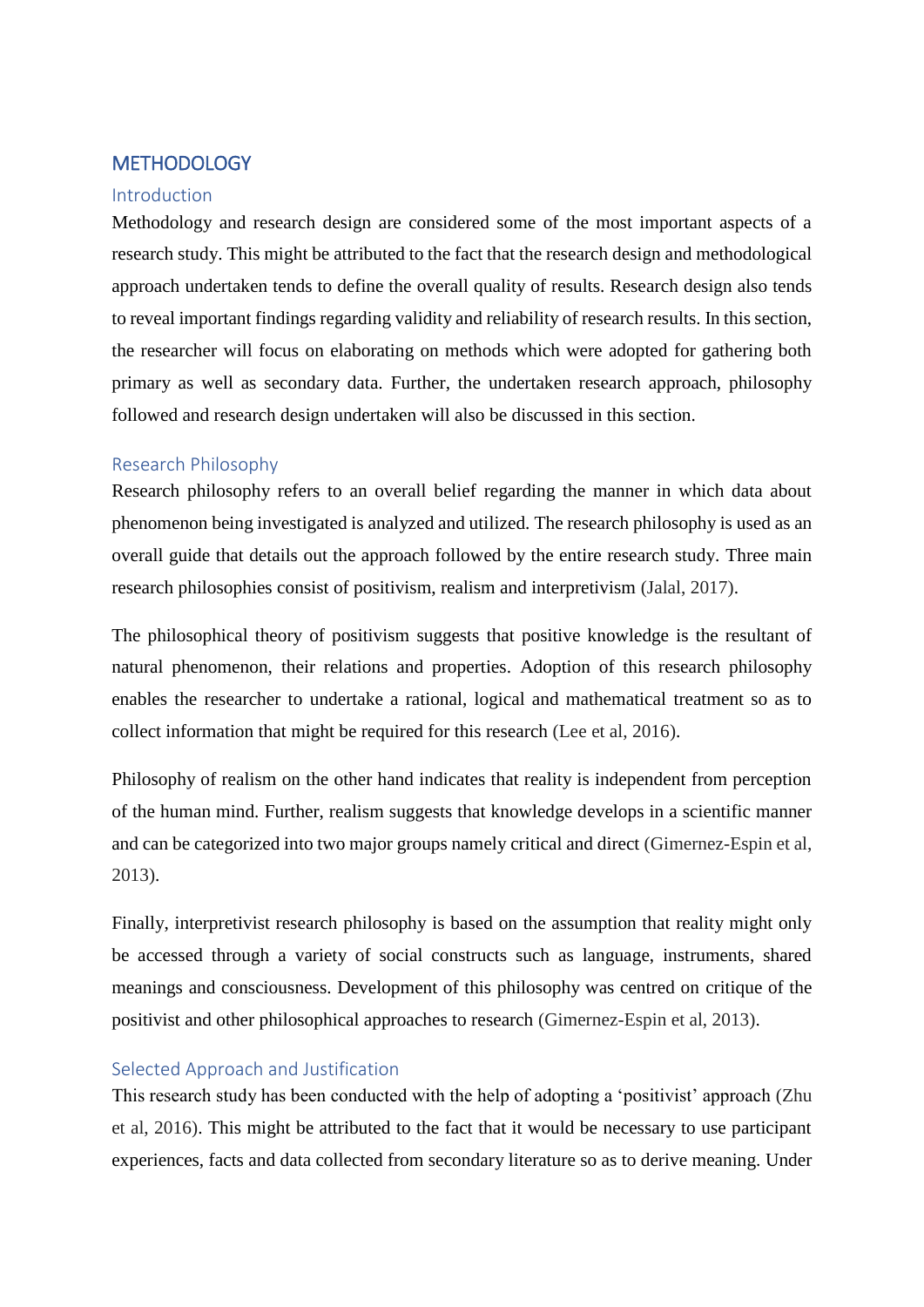# METHODOLOGY

## Introduction

Methodology and research design are considered some of the most important aspects of a research study. This might be attributed to the fact that the research design and methodological approach undertaken tends to define the overall quality of results. Research design also tends to reveal important findings regarding validity and reliability of research results. In this section, the researcher will focus on elaborating on methods which were adopted for gathering both primary as well as secondary data. Further, the undertaken research approach, philosophy followed and research design undertaken will also be discussed in this section.

## Research Philosophy

Research philosophy refers to an overall belief regarding the manner in which data about phenomenon being investigated is analyzed and utilized. The research philosophy is used as an overall guide that details out the approach followed by the entire research study. Three main research philosophies consist of positivism, realism and interpretivism (Jalal, 2017).

The philosophical theory of positivism suggests that positive knowledge is the resultant of natural phenomenon, their relations and properties. Adoption of this research philosophy enables the researcher to undertake a rational, logical and mathematical treatment so as to collect information that might be required for this research (Lee et al, 2016).

Philosophy of realism on the other hand indicates that reality is independent from perception of the human mind. Further, realism suggests that knowledge develops in a scientific manner and can be categorized into two major groups namely critical and direct (Gimernez-Espin et al, 2013).

Finally, interpretivist research philosophy is based on the assumption that reality might only be accessed through a variety of social constructs such as language, instruments, shared meanings and consciousness. Development of this philosophy was centred on critique of the positivist and other philosophical approaches to research (Gimernez-Espin et al, 2013).

## Selected Approach and Justification

This research study has been conducted with the help of adopting a 'positivist' approach (Zhu et al, 2016). This might be attributed to the fact that it would be necessary to use participant experiences, facts and data collected from secondary literature so as to derive meaning. Under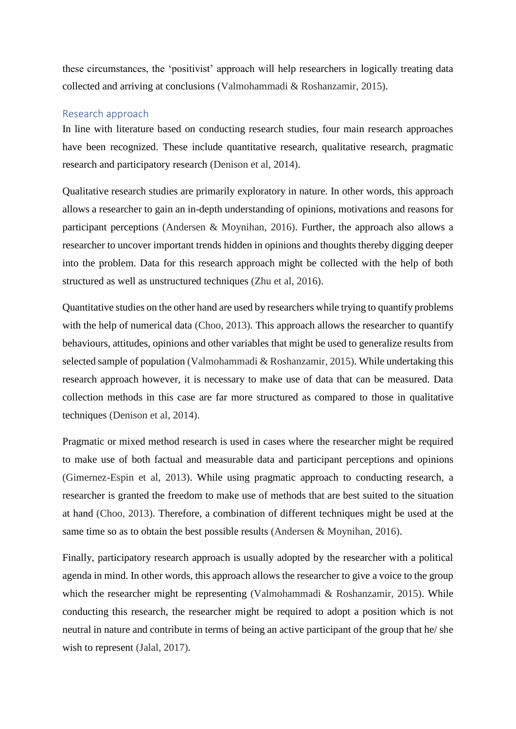these circumstances, the 'positivist' approach will help researchers in logically treating data collected and arriving at conclusions (Valmohammadi & Roshanzamir, 2015).

## Research approach

In line with literature based on conducting research studies, four main research approaches have been recognized. These include quantitative research, qualitative research, pragmatic research and participatory research (Denison et al, 2014).

Qualitative research studies are primarily exploratory in nature. In other words, this approach allows a researcher to gain an in-depth understanding of opinions, motivations and reasons for participant perceptions (Andersen & Moynihan, 2016). Further, the approach also allows a researcher to uncover important trends hidden in opinions and thoughts thereby digging deeper into the problem. Data for this research approach might be collected with the help of both structured as well as unstructured techniques (Zhu et al, 2016).

Quantitative studies on the other hand are used by researchers while trying to quantify problems with the help of numerical data (Choo, 2013). This approach allows the researcher to quantify behaviours, attitudes, opinions and other variables that might be used to generalize results from selected sample of population (Valmohammadi & Roshanzamir, 2015). While undertaking this research approach however, it is necessary to make use of data that can be measured. Data collection methods in this case are far more structured as compared to those in qualitative techniques (Denison et al, 2014).

Pragmatic or mixed method research is used in cases where the researcher might be required to make use of both factual and measurable data and participant perceptions and opinions (Gimernez-Espin et al, 2013). While using pragmatic approach to conducting research, a researcher is granted the freedom to make use of methods that are best suited to the situation at hand (Choo, 2013). Therefore, a combination of different techniques might be used at the same time so as to obtain the best possible results (Andersen & Moynihan, 2016).

Finally, participatory research approach is usually adopted by the researcher with a political agenda in mind. In other words, this approach allows the researcher to give a voice to the group which the researcher might be representing (Valmohammadi & Roshanzamir, 2015). While conducting this research, the researcher might be required to adopt a position which is not neutral in nature and contribute in terms of being an active participant of the group that he/ she wish to represent (Jalal, 2017).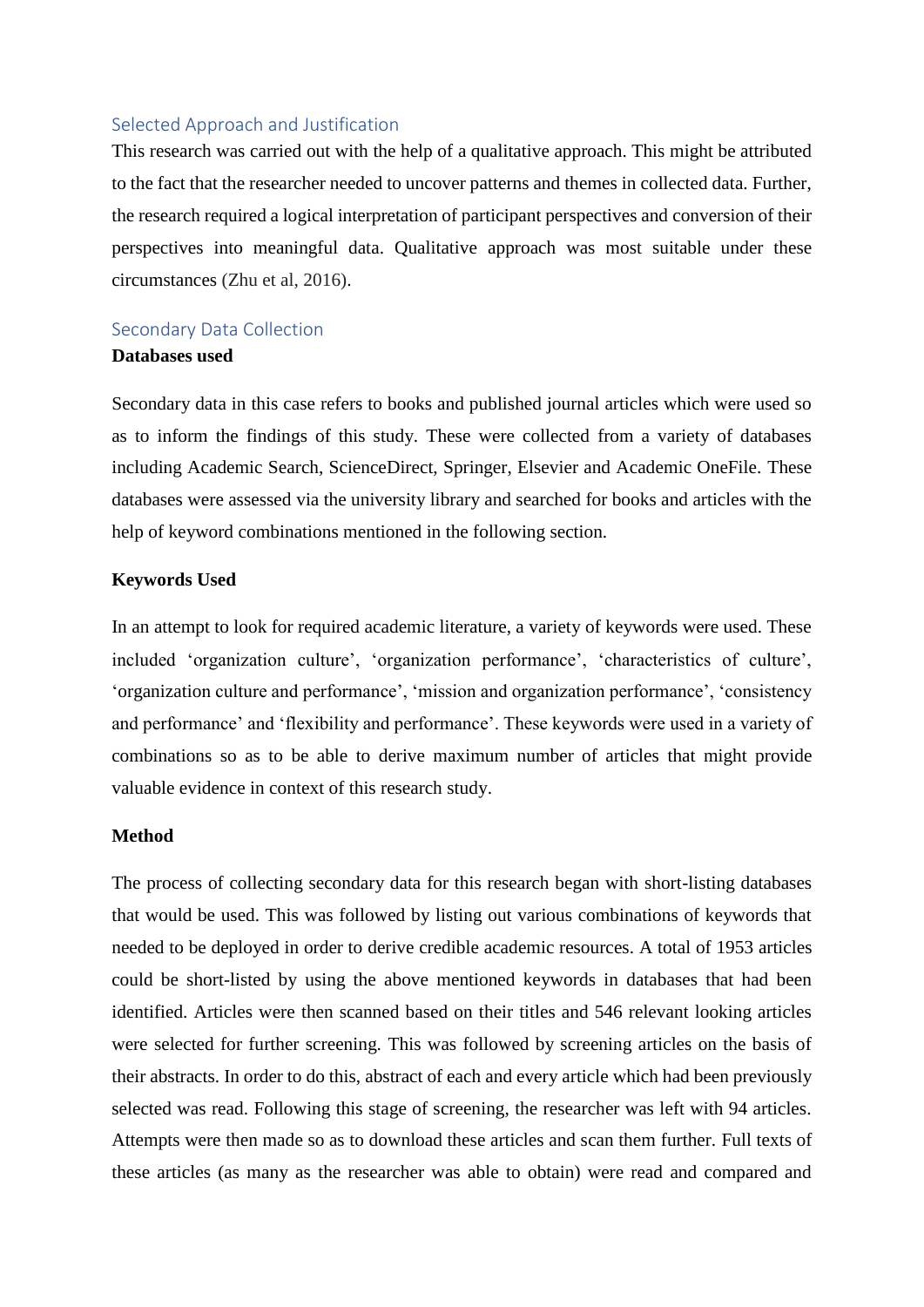## Selected Approach and Justification

This research was carried out with the help of a qualitative approach. This might be attributed to the fact that the researcher needed to uncover patterns and themes in collected data. Further, the research required a logical interpretation of participant perspectives and conversion of their perspectives into meaningful data. Qualitative approach was most suitable under these circumstances (Zhu et al, 2016).

## Secondary Data Collection

**Databases used**

Secondary data in this case refers to books and published journal articles which were used so as to inform the findings of this study. These were collected from a variety of databases including Academic Search, ScienceDirect, Springer, Elsevier and Academic OneFile. These databases were assessed via the university library and searched for books and articles with the help of keyword combinations mentioned in the following section.

**Keywords Used**

In an attempt to look for required academic literature, a variety of keywords were used. These included 'organization culture', 'organization performance', 'characteristics of culture', 'organization culture and performance', 'mission and organization performance', 'consistency and performance' and 'flexibility and performance'. These keywords were used in a variety of combinations so as to be able to derive maximum number of articles that might provide valuable evidence in context of this research study.

**Method**

The process of collecting secondary data for this research began with short-listing databases that would be used. This was followed by listing out various combinations of keywords that needed to be deployed in order to derive credible academic resources. A total of 1953 articles could be short-listed by using the above mentioned keywords in databases that had been identified. Articles were then scanned based on their titles and 546 relevant looking articles were selected for further screening. This was followed by screening articles on the basis of their abstracts. In order to do this, abstract of each and every article which had been previously selected was read. Following this stage of screening, the researcher was left with 94 articles. Attempts were then made so as to download these articles and scan them further. Full texts of these articles (as many as the researcher was able to obtain) were read and compared and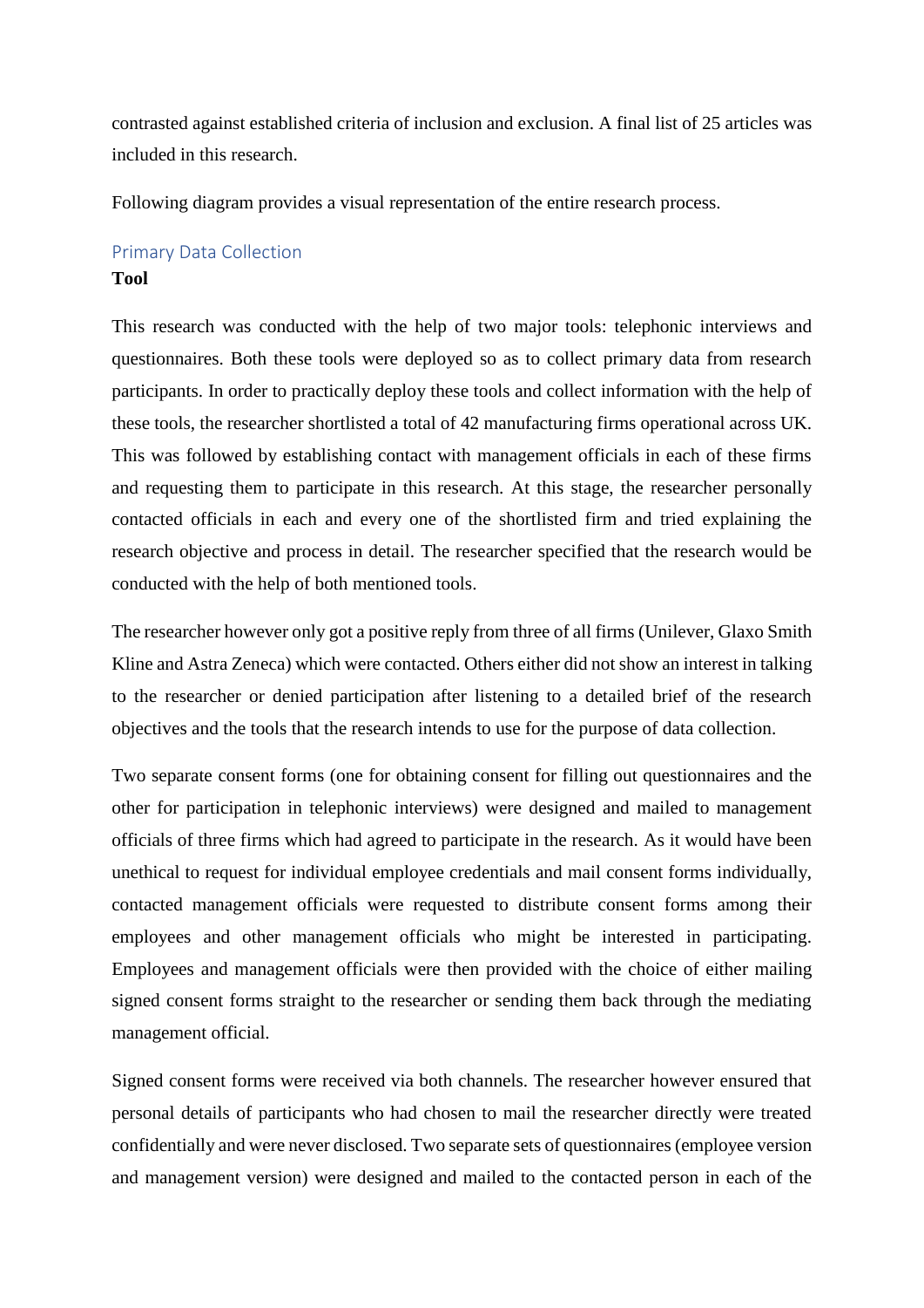contrasted against established criteria of inclusion and exclusion. A final list of 25 articles was included in this research.

Following diagram provides a visual representation of the entire research process.

## Primary Data Collection

**Tool**

This research was conducted with the help of two major tools: telephonic interviews and questionnaires. Both these tools were deployed so as to collect primary data from research participants. In order to practically deploy these tools and collect information with the help of these tools, the researcher shortlisted a total of 42 manufacturing firms operational across UK. This was followed by establishing contact with management officials in each of these firms and requesting them to participate in this research. At this stage, the researcher personally contacted officials in each and every one of the shortlisted firm and tried explaining the research objective and process in detail. The researcher specified that the research would be conducted with the help of both mentioned tools.

The researcher however only got a positive reply from three of all firms (Unilever, Glaxo Smith Kline and Astra Zeneca) which were contacted. Others either did not show an interest in talking to the researcher or denied participation after listening to a detailed brief of the research objectives and the tools that the research intends to use for the purpose of data collection.

Two separate consent forms (one for obtaining consent for filling out questionnaires and the other for participation in telephonic interviews) were designed and mailed to management officials of three firms which had agreed to participate in the research. As it would have been unethical to request for individual employee credentials and mail consent forms individually, contacted management officials were requested to distribute consent forms among their employees and other management officials who might be interested in participating. Employees and management officials were then provided with the choice of either mailing signed consent forms straight to the researcher or sending them back through the mediating management official.

Signed consent forms were received via both channels. The researcher however ensured that personal details of participants who had chosen to mail the researcher directly were treated confidentially and were never disclosed. Two separate sets of questionnaires (employee version and management version) were designed and mailed to the contacted person in each of the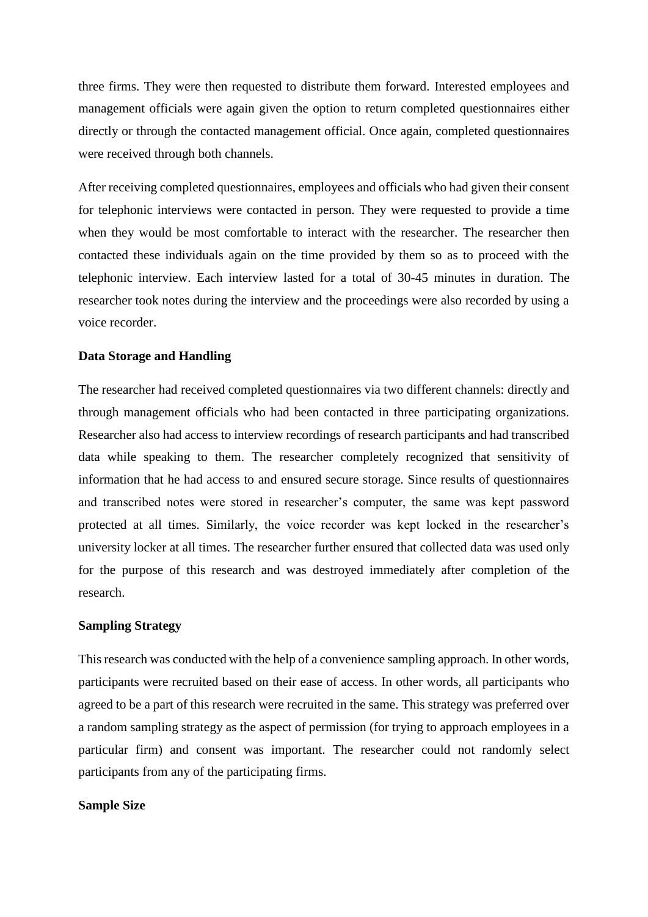three firms. They were then requested to distribute them forward. Interested employees and management officials were again given the option to return completed questionnaires either directly or through the contacted management official. Once again, completed questionnaires were received through both channels.

After receiving completed questionnaires, employees and officials who had given their consent for telephonic interviews were contacted in person. They were requested to provide a time when they would be most comfortable to interact with the researcher. The researcher then contacted these individuals again on the time provided by them so as to proceed with the telephonic interview. Each interview lasted for a total of 30-45 minutes in duration. The researcher took notes during the interview and the proceedings were also recorded by using a voice recorder.

**Data Storage and Handling**

The researcher had received completed questionnaires via two different channels: directly and through management officials who had been contacted in three participating organizations. Researcher also had access to interview recordings of research participants and had transcribed data while speaking to them. The researcher completely recognized that sensitivity of information that he had access to and ensured secure storage. Since results of questionnaires and transcribed notes were stored in researcher's computer, the same was kept password protected at all times. Similarly, the voice recorder was kept locked in the researcher's university locker at all times. The researcher further ensured that collected data was used only for the purpose of this research and was destroyed immediately after completion of the research.

**Sampling Strategy**

This research was conducted with the help of a convenience sampling approach. In other words, participants were recruited based on their ease of access. In other words, all participants who agreed to be a part of this research were recruited in the same. This strategy was preferred over a random sampling strategy as the aspect of permission (for trying to approach employees in a particular firm) and consent was important. The researcher could not randomly select participants from any of the participating firms.

**Sample Size**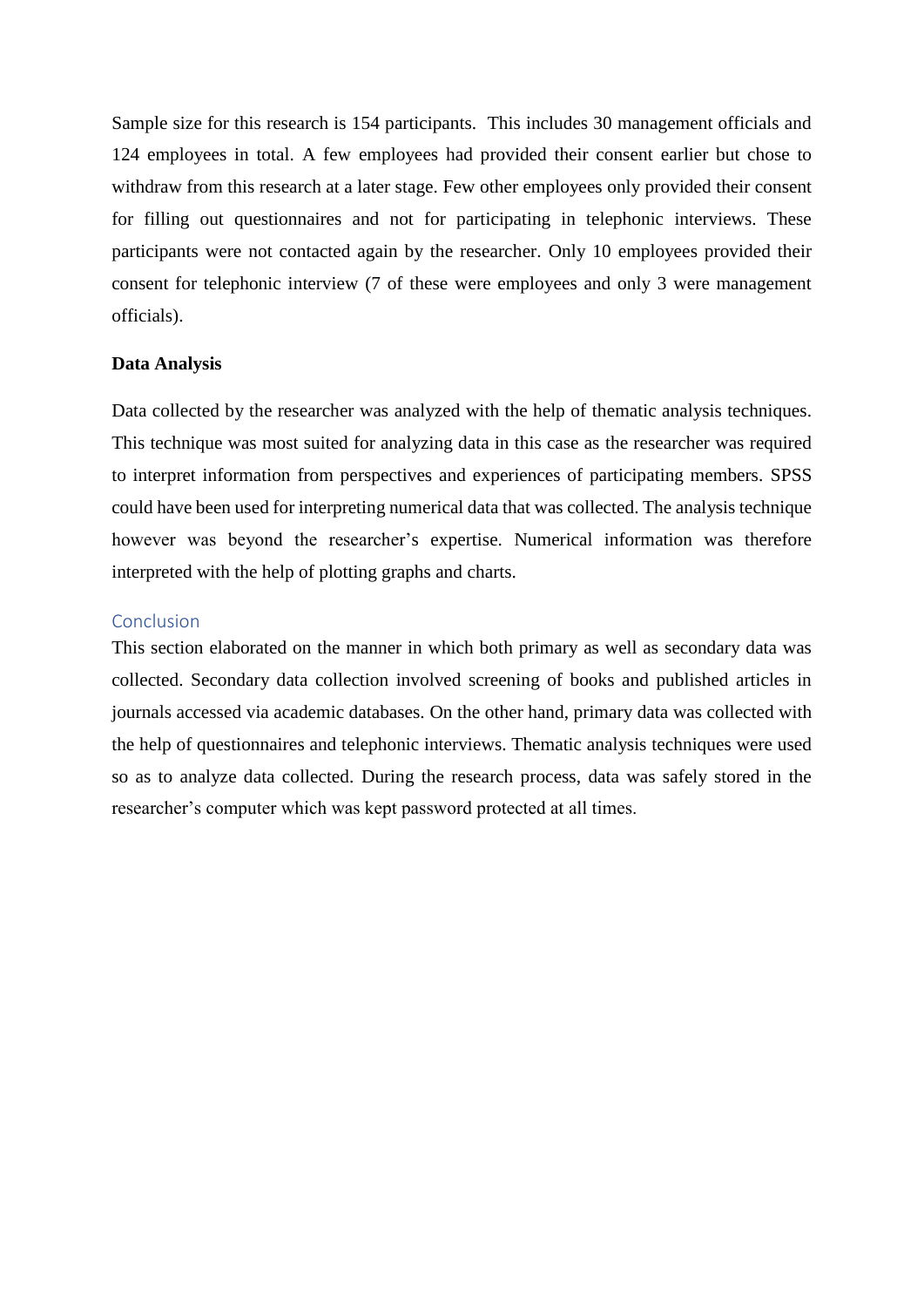Sample size for this research is 154 participants. This includes 30 management officials and 124 employees in total. A few employees had provided their consent earlier but chose to withdraw from this research at a later stage. Few other employees only provided their consent for filling out questionnaires and not for participating in telephonic interviews. These participants were not contacted again by the researcher. Only 10 employees provided their consent for telephonic interview (7 of these were employees and only 3 were management officials).

**Data Analysis**

Data collected by the researcher was analyzed with the help of thematic analysis techniques. This technique was most suited for analyzing data in this case as the researcher was required to interpret information from perspectives and experiences of participating members. SPSS could have been used for interpreting numerical data that was collected. The analysis technique however was beyond the researcher's expertise. Numerical information was therefore interpreted with the help of plotting graphs and charts.

## Conclusion

This section elaborated on the manner in which both primary as well as secondary data was collected. Secondary data collection involved screening of books and published articles in journals accessed via academic databases. On the other hand, primary data was collected with the help of questionnaires and telephonic interviews. Thematic analysis techniques were used so as to analyze data collected. During the research process, data was safely stored in the researcher's computer which was kept password protected at all times.